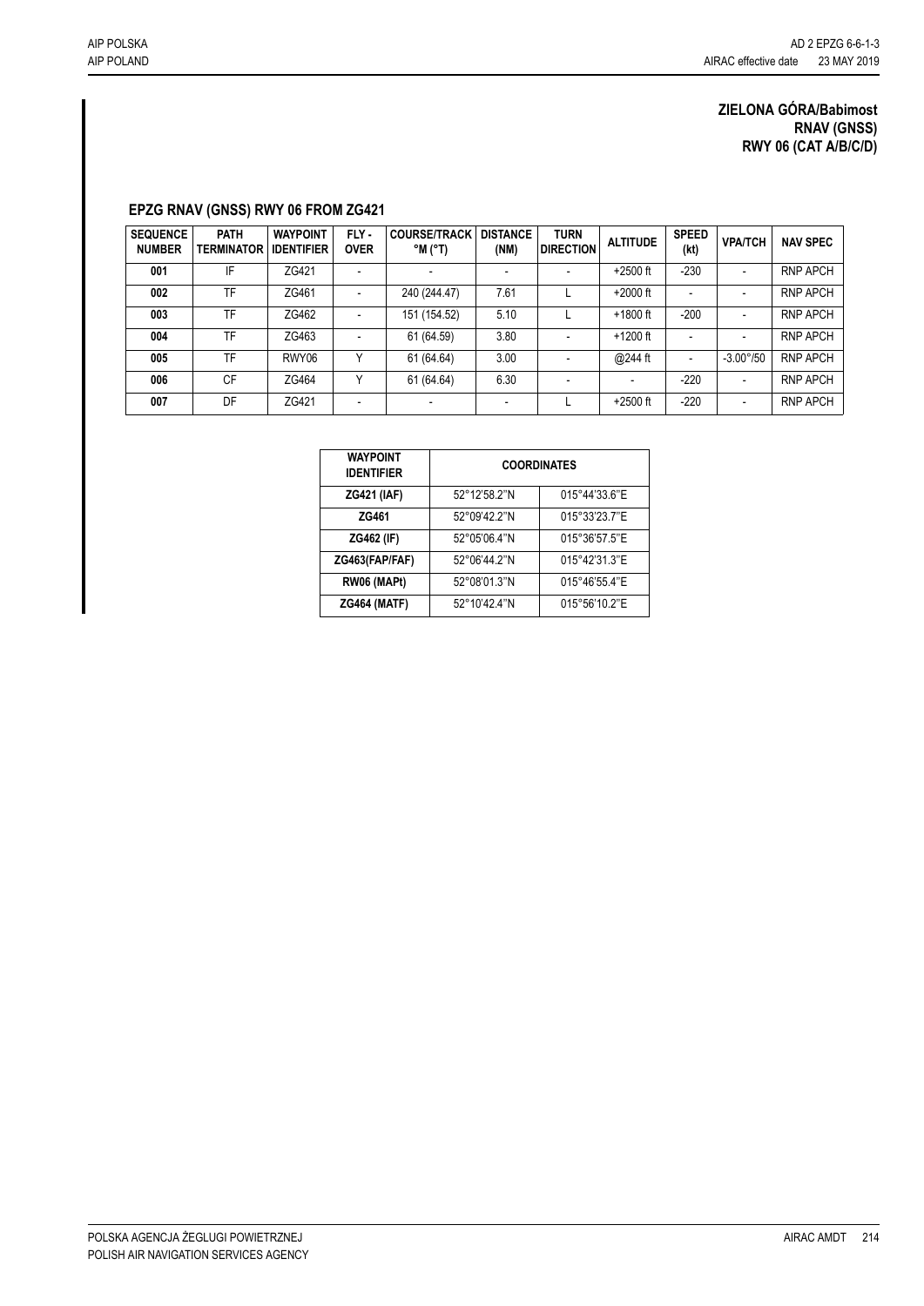**ZIELONA GÓRA/Babimost**
**RNAV (GNSS)**
**RWY 06 (CAT A/B/C/D)**

## EPZG RNAV (GNSS) RWY 06 FROM ZG421

| SEQUENCE NUMBER | PATH TERMINATOR | WAYPOINT IDENTIFIER | FLY - OVER | COURSE/TRACK °M (°T) | DISTANCE (NM) | TURN DIRECTION | ALTITUDE | SPEED (kt) | VPA/TCH | NAV SPEC |
|---|---|---|---|---|---|---|---|---|---|---|
| 001 | IF | ZG421 | - | - | - | - | +2500 ft | -230 | - | RNP APCH |
| 002 | TF | ZG461 | - | 240 (244.47) | 7.61 | L | +2000 ft | - | - | RNP APCH |
| 003 | TF | ZG462 | - | 151 (154.52) | 5.10 | L | +1800 ft | -200 | - | RNP APCH |
| 004 | TF | ZG463 | - | 61 (64.59) | 3.80 | - | +1200 ft | - | - | RNP APCH |
| 005 | TF | RWY06 | Y | 61 (64.64) | 3.00 | - | @244 ft | - | -3.00°/50 | RNP APCH |
| 006 | CF | ZG464 | Y | 61 (64.64) | 6.30 | - | - | -220 | - | RNP APCH |
| 007 | DF | ZG421 | - | - | - | L | +2500 ft | -220 | - | RNP APCH |

| WAYPOINT IDENTIFIER | COORDINATES | |
|---|---|---|
| **ZG421 (IAF)** | 52°12'58.2"N | 015°44'33.6"E |
| **ZG461** | 52°09'42.2"N | 015°33'23.7"E |
| **ZG462 (IF)** | 52°05'06.4"N | 015°36'57.5"E |
| **ZG463(FAP/FAF)** | 52°06'44.2"N | 015°42'31.3"E |
| **RW06 (MAPt)** | 52°08'01.3"N | 015°46'55.4"E |
| **ZG464 (MATF)** | 52°10'42.4"N | 015°56'10.2"E |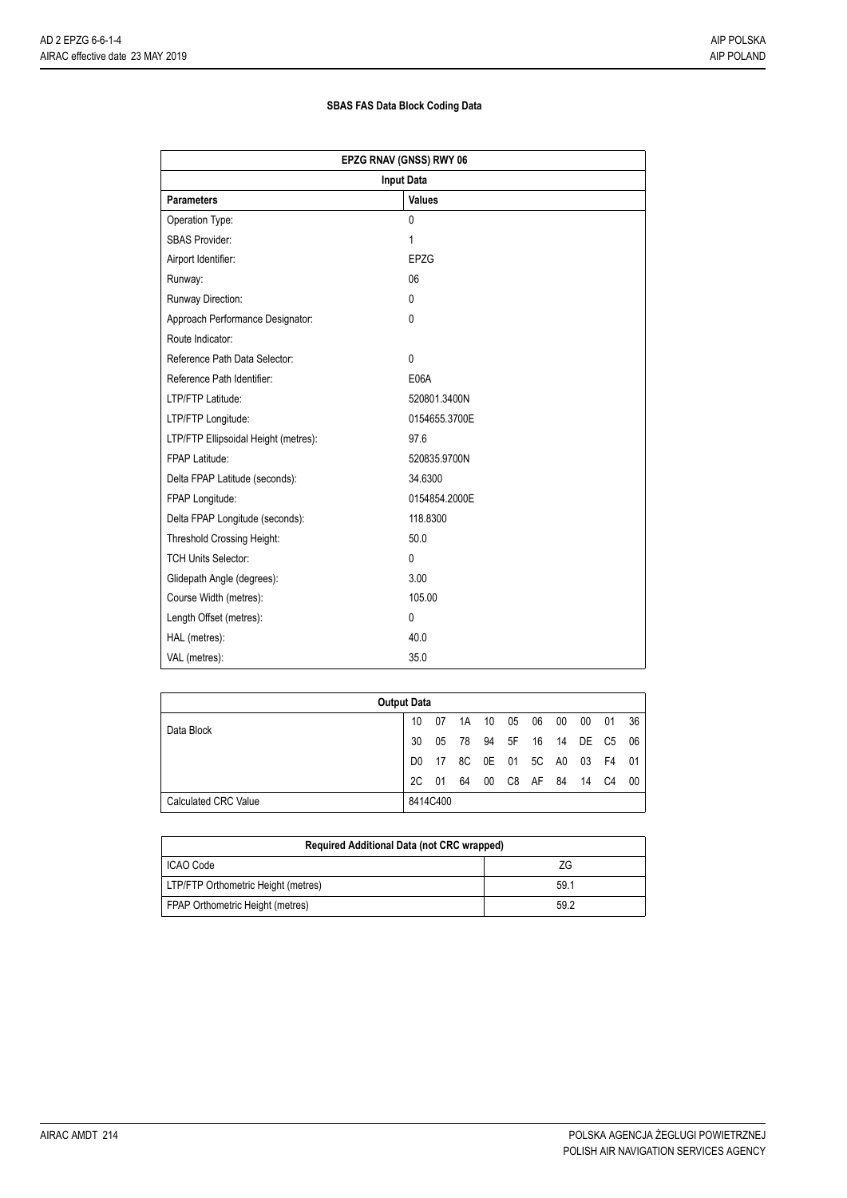## SBAS FAS Data Block Coding Data

| EPZG RNAV (GNSS) RWY 06 | |
|---|---|
| **Input Data** | |
| **Parameters** | **Values** |
| Operation Type: | 0 |
| SBAS Provider: | 1 |
| Airport Identifier: | EPZG |
| Runway: | 06 |
| Runway Direction: | 0 |
| Approach Performance Designator: | 0 |
| Route Indicator: | |
| Reference Path Data Selector: | 0 |
| Reference Path Identifier: | E06A |
| LTP/FTP Latitude: | 520801.3400N |
| LTP/FTP Longitude: | 0154655.3700E |
| LTP/FTP Ellipsoidal Height (metres): | 97.6 |
| FPAP Latitude: | 520835.9700N |
| Delta FPAP Latitude (seconds): | 34.6300 |
| FPAP Longitude: | 0154854.2000E |
| Delta FPAP Longitude (seconds): | 118.8300 |
| Threshold Crossing Height: | 50.0 |
| TCH Units Selector: | 0 |
| Glidepath Angle (degrees): | 3.00 |
| Course Width (metres): | 105.00 |
| Length Offset (metres): | 0 |
| HAL (metres): | 40.0 |
| VAL (metres): | 35.0 |

| Output Data | | | | | | | | | | |
|---|---|---|---|---|---|---|---|---|---|---|
| Data Block | 10 | 07 | 1A | 10 | 05 | 06 | 00 | 00 | 01 | 36 |
| | 30 | 05 | 78 | 94 | 5F | 16 | 14 | DE | C5 | 06 |
| | D0 | 17 | 8C | 0E | 01 | 5C | A0 | 03 | F4 | 01 |
| | 2C | 01 | 64 | 00 | C8 | AF | 84 | 14 | C4 | 00 |
| Calculated CRC Value | 8414C400 | | | | | | | | | |

| Required Additional Data (not CRC wrapped) | |
|---|---|
| ICAO Code | ZG |
| LTP/FTP Orthometric Height (metres) | 59.1 |
| FPAP Orthometric Height (metres) | 59.2 |